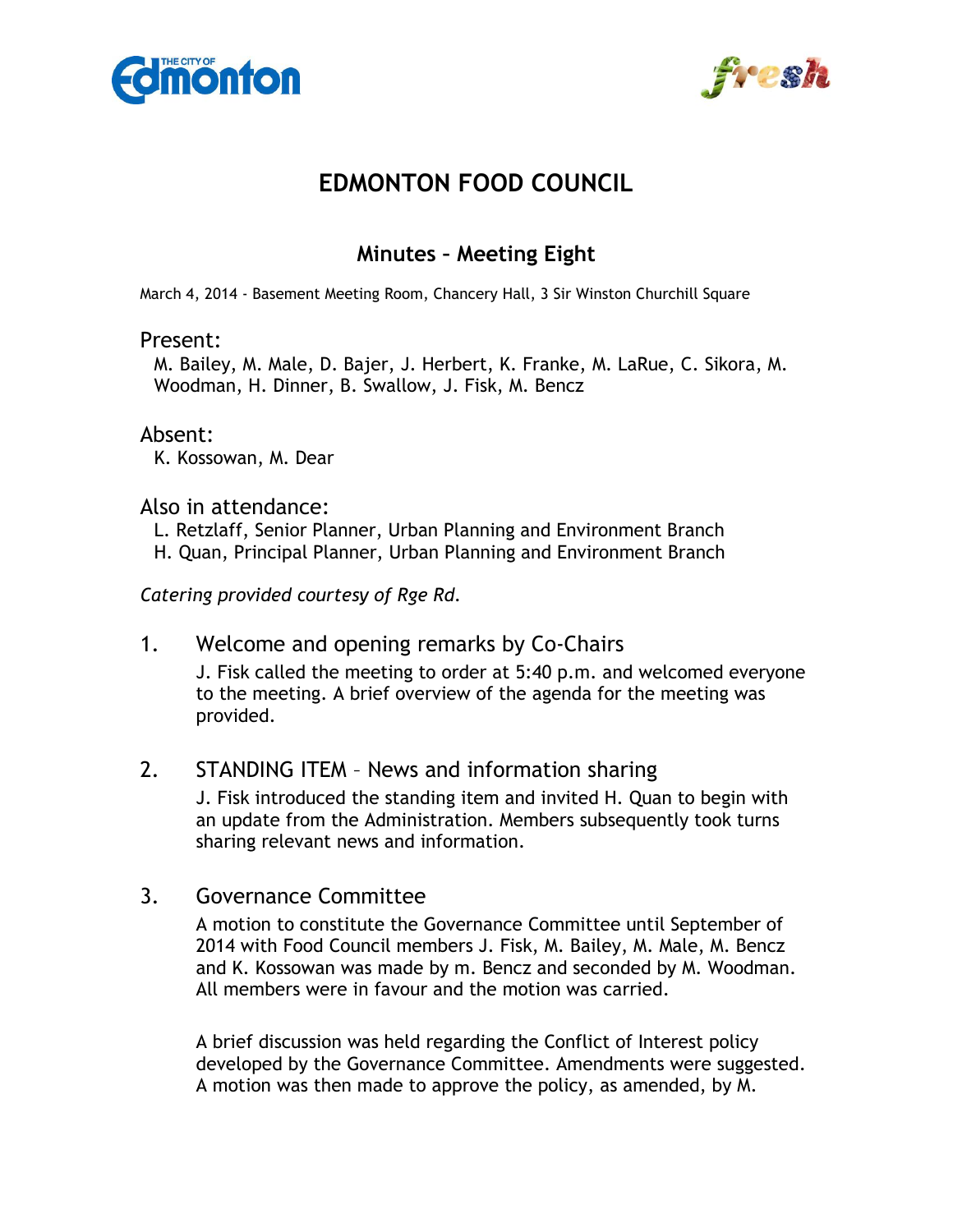# EDMONTON FOOD COUNCIL

## Minutes – Meeting Eight

March 4, 2014 - Basement Meeting Room, Chancery Hall, 3 Sir Winston Churchill Square

### Present:

M. Bailey, M. Male, D. Bajer, J. Herbert, K. Franke, M. LaRue, C. Sikora, M. Woodman, H. Dinner, B. Swallow, J. Fisk, M. Bencz

### Absent:

K. Kossowan, M. Dear

### Also in attendance:

L. Retzlaff, Senior Planner, Urban Planning and Environment Branch
H. Quan, Principal Planner, Urban Planning and Environment Branch

*Catering provided courtesy of Rge Rd.*

### 1. Welcome and opening remarks by Co-Chairs

J. Fisk called the meeting to order at 5:40 p.m. and welcomed everyone to the meeting. A brief overview of the agenda for the meeting was provided.

### 2. STANDING ITEM – News and information sharing

J. Fisk introduced the standing item and invited H. Quan to begin with an update from the Administration. Members subsequently took turns sharing relevant news and information.

### 3. Governance Committee

A motion to constitute the Governance Committee until September of 2014 with Food Council members J. Fisk, M. Bailey, M. Male, M. Bencz and K. Kossowan was made by m. Bencz and seconded by M. Woodman. All members were in favour and the motion was carried.

A brief discussion was held regarding the Conflict of Interest policy developed by the Governance Committee. Amendments were suggested. A motion was then made to approve the policy, as amended, by M.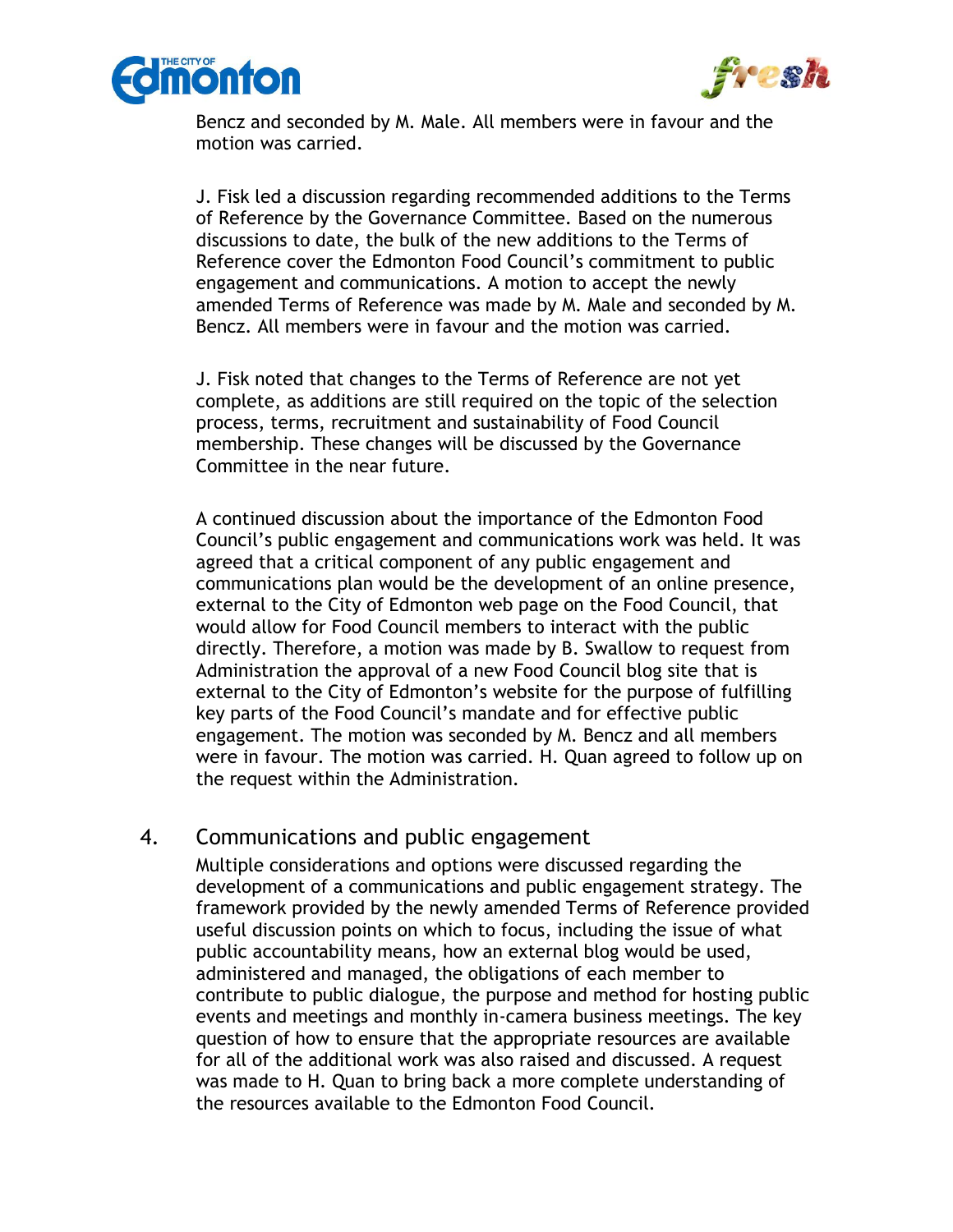Bencz and seconded by M. Male. All members were in favour and the motion was carried.

J. Fisk led a discussion regarding recommended additions to the Terms of Reference by the Governance Committee. Based on the numerous discussions to date, the bulk of the new additions to the Terms of Reference cover the Edmonton Food Council's commitment to public engagement and communications. A motion to accept the newly amended Terms of Reference was made by M. Male and seconded by M. Bencz. All members were in favour and the motion was carried.

J. Fisk noted that changes to the Terms of Reference are not yet complete, as additions are still required on the topic of the selection process, terms, recruitment and sustainability of Food Council membership. These changes will be discussed by the Governance Committee in the near future.

A continued discussion about the importance of the Edmonton Food Council's public engagement and communications work was held. It was agreed that a critical component of any public engagement and communications plan would be the development of an online presence, external to the City of Edmonton web page on the Food Council, that would allow for Food Council members to interact with the public directly. Therefore, a motion was made by B. Swallow to request from Administration the approval of a new Food Council blog site that is external to the City of Edmonton's website for the purpose of fulfilling key parts of the Food Council's mandate and for effective public engagement. The motion was seconded by M. Bencz and all members were in favour. The motion was carried. H. Quan agreed to follow up on the request within the Administration.

## 4. Communications and public engagement

Multiple considerations and options were discussed regarding the development of a communications and public engagement strategy. The framework provided by the newly amended Terms of Reference provided useful discussion points on which to focus, including the issue of what public accountability means, how an external blog would be used, administered and managed, the obligations of each member to contribute to public dialogue, the purpose and method for hosting public events and meetings and monthly in-camera business meetings. The key question of how to ensure that the appropriate resources are available for all of the additional work was also raised and discussed. A request was made to H. Quan to bring back a more complete understanding of the resources available to the Edmonton Food Council.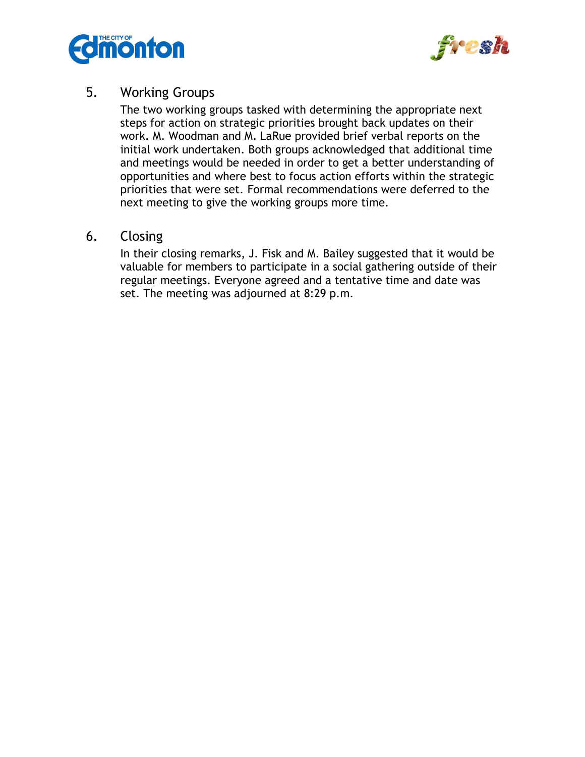## 5. Working Groups

The two working groups tasked with determining the appropriate next steps for action on strategic priorities brought back updates on their work. M. Woodman and M. LaRue provided brief verbal reports on the initial work undertaken. Both groups acknowledged that additional time and meetings would be needed in order to get a better understanding of opportunities and where best to focus action efforts within the strategic priorities that were set. Formal recommendations were deferred to the next meeting to give the working groups more time.

## 6. Closing

In their closing remarks, J. Fisk and M. Bailey suggested that it would be valuable for members to participate in a social gathering outside of their regular meetings. Everyone agreed and a tentative time and date was set. The meeting was adjourned at 8:29 p.m.